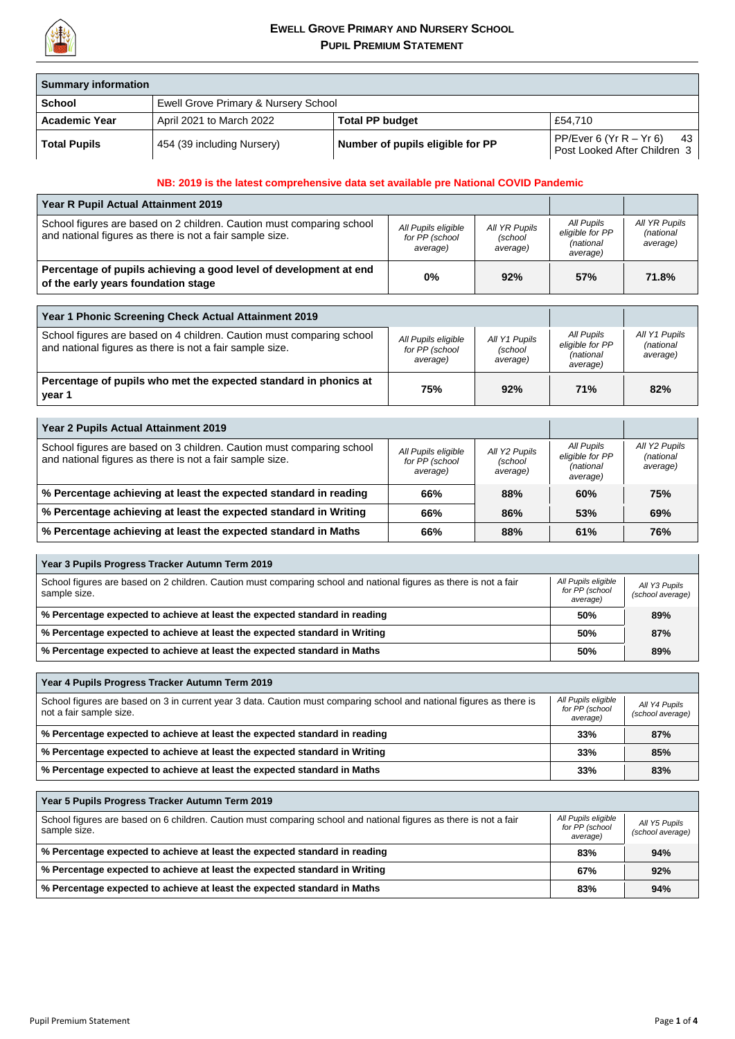# Ewell Grove Primary and Nursery School
## Pupil Premium Statement

| Summary information | | | |
|---|---|---|---|
| **School** | Ewell Grove Primary & Nursery School | | |
| **Academic Year** | April 2021 to March 2022 | **Total PP budget** | £54,710 |
| **Total Pupils** | 454 (39 including Nursery) | **Number of pupils eligible for PP** | PP/Ever 6 (Yr R – Yr 6) 43<br>Post Looked After Children 3 |

**NB: 2019 is the latest comprehensive data set available pre National COVID Pandemic**

| Year R Pupil Actual Attainment 2019 | | | | |
|---|---|---|---|---|
| School figures are based on 2 children. Caution must comparing school and national figures as there is not a fair sample size. | *All Pupils eligible for PP (school average)* | *All YR Pupils (school average)* | *All Pupils eligible for PP (national average)* | *All YR Pupils (national average)* |
| **Percentage of pupils achieving a good level of development at end of the early years foundation stage** | **0%** | **92%** | **57%** | **71.8%** |

| Year 1 Phonic Screening Check Actual Attainment 2019 | | | | |
|---|---|---|---|---|
| School figures are based on 4 children. Caution must comparing school and national figures as there is not a fair sample size. | *All Pupils eligible for PP (school average)* | *All Y1 Pupils (school average)* | *All Pupils eligible for PP (national average)* | *All Y1 Pupils (national average)* |
| **Percentage of pupils who met the expected standard in phonics at year 1** | **75%** | **92%** | **71%** | **82%** |

| Year 2 Pupils Actual Attainment 2019 | | | | |
|---|---|---|---|---|
| School figures are based on 3 children. Caution must comparing school and national figures as there is not a fair sample size. | *All Pupils eligible for PP (school average)* | *All Y2 Pupils (school average)* | *All Pupils eligible for PP (national average)* | *All Y2 Pupils (national average)* |
| **% Percentage achieving at least the expected standard in reading** | **66%** | **88%** | **60%** | **75%** |
| **% Percentage achieving at least the expected standard in Writing** | **66%** | **86%** | **53%** | **69%** |
| **% Percentage achieving at least the expected standard in Maths** | **66%** | **88%** | **61%** | **76%** |

| Year 3 Pupils Progress Tracker Autumn Term 2019 | | |
|---|---|---|
| School figures are based on 2 children. Caution must comparing school and national figures as there is not a fair sample size. | *All Pupils eligible for PP (school average)* | *All Y3 Pupils (school average)* |
| **% Percentage expected to achieve at least the expected standard in reading** | **50%** | **89%** |
| **% Percentage expected to achieve at least the expected standard in Writing** | **50%** | **87%** |
| **% Percentage expected to achieve at least the expected standard in Maths** | **50%** | **89%** |

| Year 4 Pupils Progress Tracker Autumn Term 2019 | | |
|---|---|---|
| School figures are based on 3 in current year 3 data. Caution must comparing school and national figures as there is not a fair sample size. | *All Pupils eligible for PP (school average)* | *All Y4 Pupils (school average)* |
| **% Percentage expected to achieve at least the expected standard in reading** | **33%** | **87%** |
| **% Percentage expected to achieve at least the expected standard in Writing** | **33%** | **85%** |
| **% Percentage expected to achieve at least the expected standard in Maths** | **33%** | **83%** |

| Year 5 Pupils Progress Tracker Autumn Term 2019 | | |
|---|---|---|
| School figures are based on 6 children. Caution must comparing school and national figures as there is not a fair sample size. | *All Pupils eligible for PP (school average)* | *All Y5 Pupils (school average)* |
| **% Percentage expected to achieve at least the expected standard in reading** | **83%** | **94%** |
| **% Percentage expected to achieve at least the expected standard in Writing** | **67%** | **92%** |
| **% Percentage expected to achieve at least the expected standard in Maths** | **83%** | **94%** |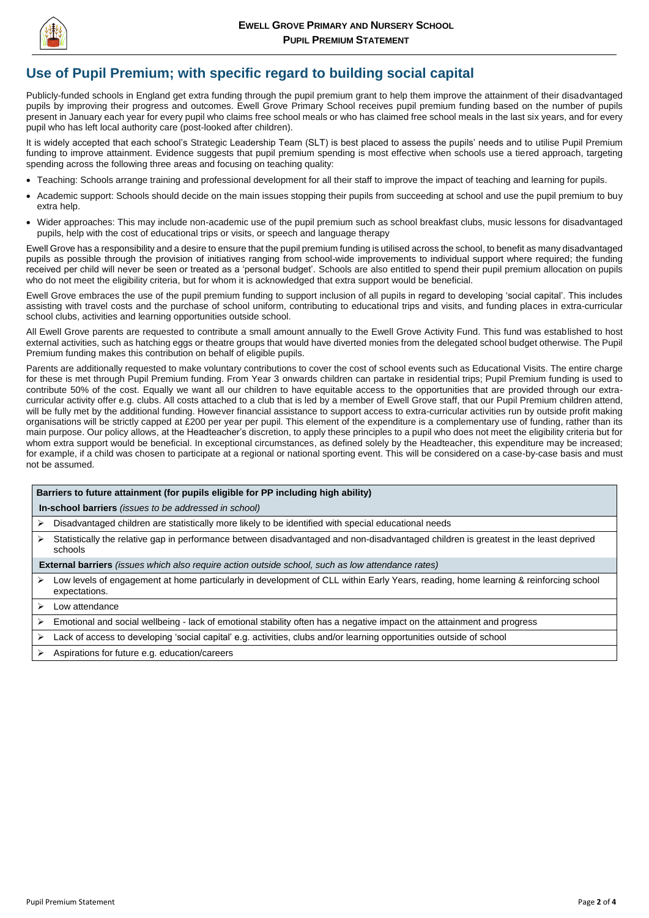## Use of Pupil Premium; with specific regard to building social capital

Publicly-funded schools in England get extra funding through the pupil premium grant to help them improve the attainment of their disadvantaged pupils by improving their progress and outcomes. Ewell Grove Primary School receives pupil premium funding based on the number of pupils present in January each year for every pupil who claims free school meals or who has claimed free school meals in the last six years, and for every pupil who has left local authority care (post-looked after children).

It is widely accepted that each school's Strategic Leadership Team (SLT) is best placed to assess the pupils' needs and to utilise Pupil Premium funding to improve attainment. Evidence suggests that pupil premium spending is most effective when schools use a tiered approach, targeting spending across the following three areas and focusing on teaching quality:

- Teaching: Schools arrange training and professional development for all their staff to improve the impact of teaching and learning for pupils.
- Academic support: Schools should decide on the main issues stopping their pupils from succeeding at school and use the pupil premium to buy extra help.
- Wider approaches: This may include non-academic use of the pupil premium such as school breakfast clubs, music lessons for disadvantaged pupils, help with the cost of educational trips or visits, or speech and language therapy

Ewell Grove has a responsibility and a desire to ensure that the pupil premium funding is utilised across the school, to benefit as many disadvantaged pupils as possible through the provision of initiatives ranging from school-wide improvements to individual support where required; the funding received per child will never be seen or treated as a 'personal budget'. Schools are also entitled to spend their pupil premium allocation on pupils who do not meet the eligibility criteria, but for whom it is acknowledged that extra support would be beneficial.

Ewell Grove embraces the use of the pupil premium funding to support inclusion of all pupils in regard to developing 'social capital'. This includes assisting with travel costs and the purchase of school uniform, contributing to educational trips and visits, and funding places in extra-curricular school clubs, activities and learning opportunities outside school.

All Ewell Grove parents are requested to contribute a small amount annually to the Ewell Grove Activity Fund. This fund was established to host external activities, such as hatching eggs or theatre groups that would have diverted monies from the delegated school budget otherwise. The Pupil Premium funding makes this contribution on behalf of eligible pupils.

Parents are additionally requested to make voluntary contributions to cover the cost of school events such as Educational Visits. The entire charge for these is met through Pupil Premium funding. From Year 3 onwards children can partake in residential trips; Pupil Premium funding is used to contribute 50% of the cost. Equally we want all our children to have equitable access to the opportunities that are provided through our extra-curricular activity offer e.g. clubs. All costs attached to a club that is led by a member of Ewell Grove staff, that our Pupil Premium children attend, will be fully met by the additional funding. However financial assistance to support access to extra-curricular activities run by outside profit making organisations will be strictly capped at £200 per year per pupil. This element of the expenditure is a complementary use of funding, rather than its main purpose. Our policy allows, at the Headteacher's discretion, to apply these principles to a pupil who does not meet the eligibility criteria but for whom extra support would be beneficial. In exceptional circumstances, as defined solely by the Headteacher, this expenditure may be increased; for example, if a child was chosen to participate at a regional or national sporting event. This will be considered on a case-by-case basis and must not be assumed.

| Barriers to future attainment (for pupils eligible for PP including high ability) |
| --- |
| **In-school barriers** *(issues to be addressed in school)* |
| ➢ Disadvantaged children are statistically more likely to be identified with special educational needs |
| ➢ Statistically the relative gap in performance between disadvantaged and non-disadvantaged children is greatest in the least deprived schools |
| **External barriers** *(issues which also require action outside school, such as low attendance rates)* |
| ➢ Low levels of engagement at home particularly in development of CLL within Early Years, reading, home learning & reinforcing school expectations. |
| ➢ Low attendance |
| ➢ Emotional and social wellbeing - lack of emotional stability often has a negative impact on the attainment and progress |
| ➢ Lack of access to developing 'social capital' e.g. activities, clubs and/or learning opportunities outside of school |
| ➢ Aspirations for future e.g. education/careers |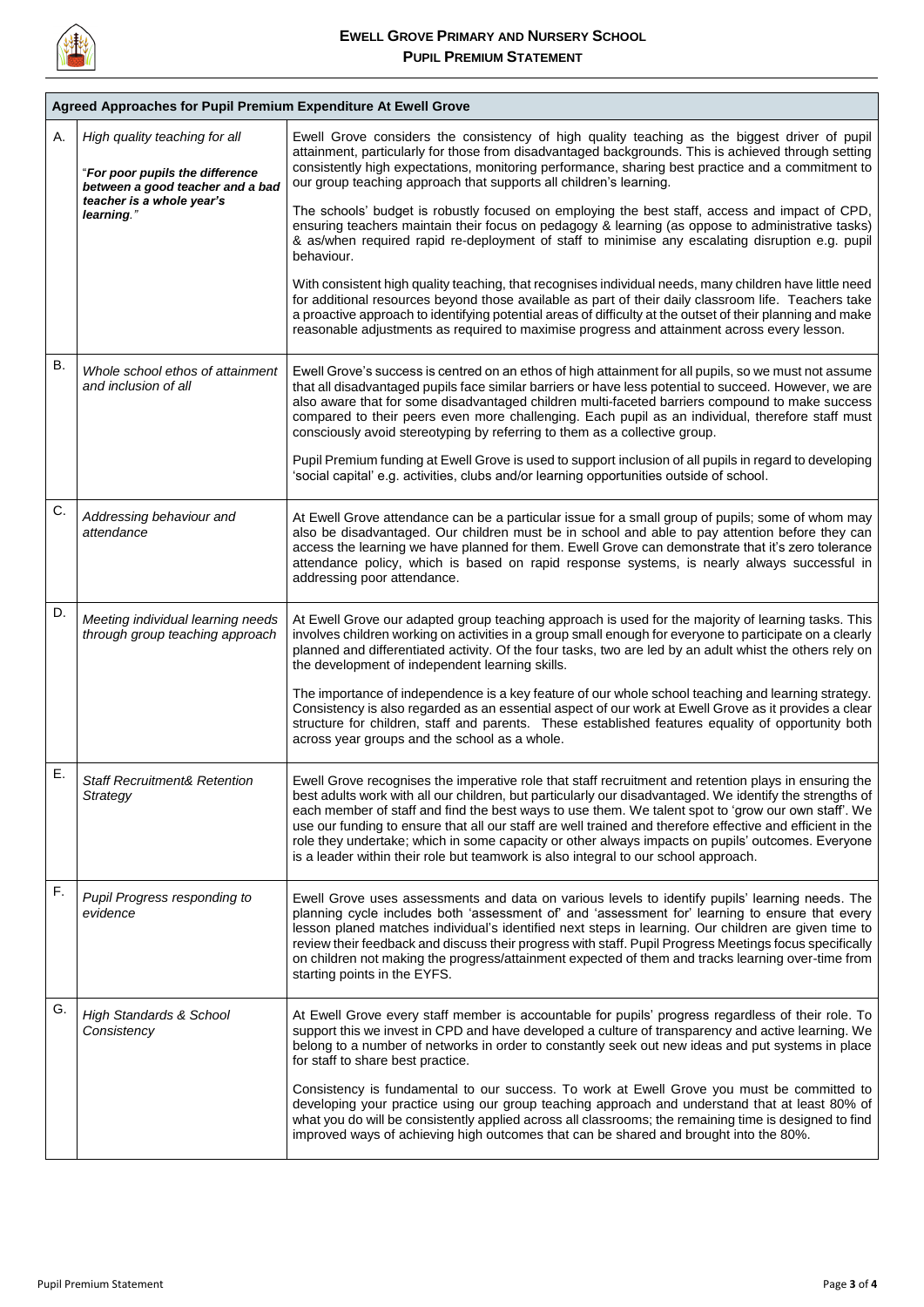| Agreed Approaches for Pupil Premium Expenditure At Ewell Grove | | |
|---|---|---|
| A. | *High quality teaching for all*<br><br>"***For poor pupils the difference between a good teacher and a bad teacher is a whole year's learning**."* | Ewell Grove considers the consistency of high quality teaching as the biggest driver of pupil attainment, particularly for those from disadvantaged backgrounds. This is achieved through setting consistently high expectations, monitoring performance, sharing best practice and a commitment to our group teaching approach that supports all children's learning.<br><br>The schools' budget is robustly focused on employing the best staff, access and impact of CPD, ensuring teachers maintain their focus on pedagogy & learning (as oppose to administrative tasks) & as/when required rapid re-deployment of staff to minimise any escalating disruption e.g. pupil behaviour.<br><br>With consistent high quality teaching, that recognises individual needs, many children have little need for additional resources beyond those available as part of their daily classroom life. Teachers take a proactive approach to identifying potential areas of difficulty at the outset of their planning and make reasonable adjustments as required to maximise progress and attainment across every lesson. |
| B. | *Whole school ethos of attainment and inclusion of all* | Ewell Grove's success is centred on an ethos of high attainment for all pupils, so we must not assume that all disadvantaged pupils face similar barriers or have less potential to succeed. However, we are also aware that for some disadvantaged children multi-faceted barriers compound to make success compared to their peers even more challenging. Each pupil as an individual, therefore staff must consciously avoid stereotyping by referring to them as a collective group.<br><br>Pupil Premium funding at Ewell Grove is used to support inclusion of all pupils in regard to developing 'social capital' e.g. activities, clubs and/or learning opportunities outside of school. |
| C. | *Addressing behaviour and attendance* | At Ewell Grove attendance can be a particular issue for a small group of pupils; some of whom may also be disadvantaged. Our children must be in school and able to pay attention before they can access the learning we have planned for them. Ewell Grove can demonstrate that it's zero tolerance attendance policy, which is based on rapid response systems, is nearly always successful in addressing poor attendance. |
| D. | *Meeting individual learning needs through group teaching approach* | At Ewell Grove our adapted group teaching approach is used for the majority of learning tasks. This involves children working on activities in a group small enough for everyone to participate on a clearly planned and differentiated activity. Of the four tasks, two are led by an adult whist the others rely on the development of independent learning skills.<br><br>The importance of independence is a key feature of our whole school teaching and learning strategy. Consistency is also regarded as an essential aspect of our work at Ewell Grove as it provides a clear structure for children, staff and parents. These established features equality of opportunity both across year groups and the school as a whole. |
| E. | *Staff Recruitment& Retention Strategy* | Ewell Grove recognises the imperative role that staff recruitment and retention plays in ensuring the best adults work with all our children, but particularly our disadvantaged. We identify the strengths of each member of staff and find the best ways to use them. We talent spot to 'grow our own staff'. We use our funding to ensure that all our staff are well trained and therefore effective and efficient in the role they undertake; which in some capacity or other always impacts on pupils' outcomes. Everyone is a leader within their role but teamwork is also integral to our school approach. |
| F. | *Pupil Progress responding to evidence* | Ewell Grove uses assessments and data on various levels to identify pupils' learning needs. The planning cycle includes both 'assessment of' and 'assessment for' learning to ensure that every lesson planed matches individual's identified next steps in learning. Our children are given time to review their feedback and discuss their progress with staff. Pupil Progress Meetings focus specifically on children not making the progress/attainment expected of them and tracks learning over-time from starting points in the EYFS. |
| G. | *High Standards & School Consistency* | At Ewell Grove every staff member is accountable for pupils' progress regardless of their role. To support this we invest in CPD and have developed a culture of transparency and active learning. We belong to a number of networks in order to constantly seek out new ideas and put systems in place for staff to share best practice.<br><br>Consistency is fundamental to our success. To work at Ewell Grove you must be committed to developing your practice using our group teaching approach and understand that at least 80% of what you do will be consistently applied across all classrooms; the remaining time is designed to find improved ways of achieving high outcomes that can be shared and brought into the 80%. |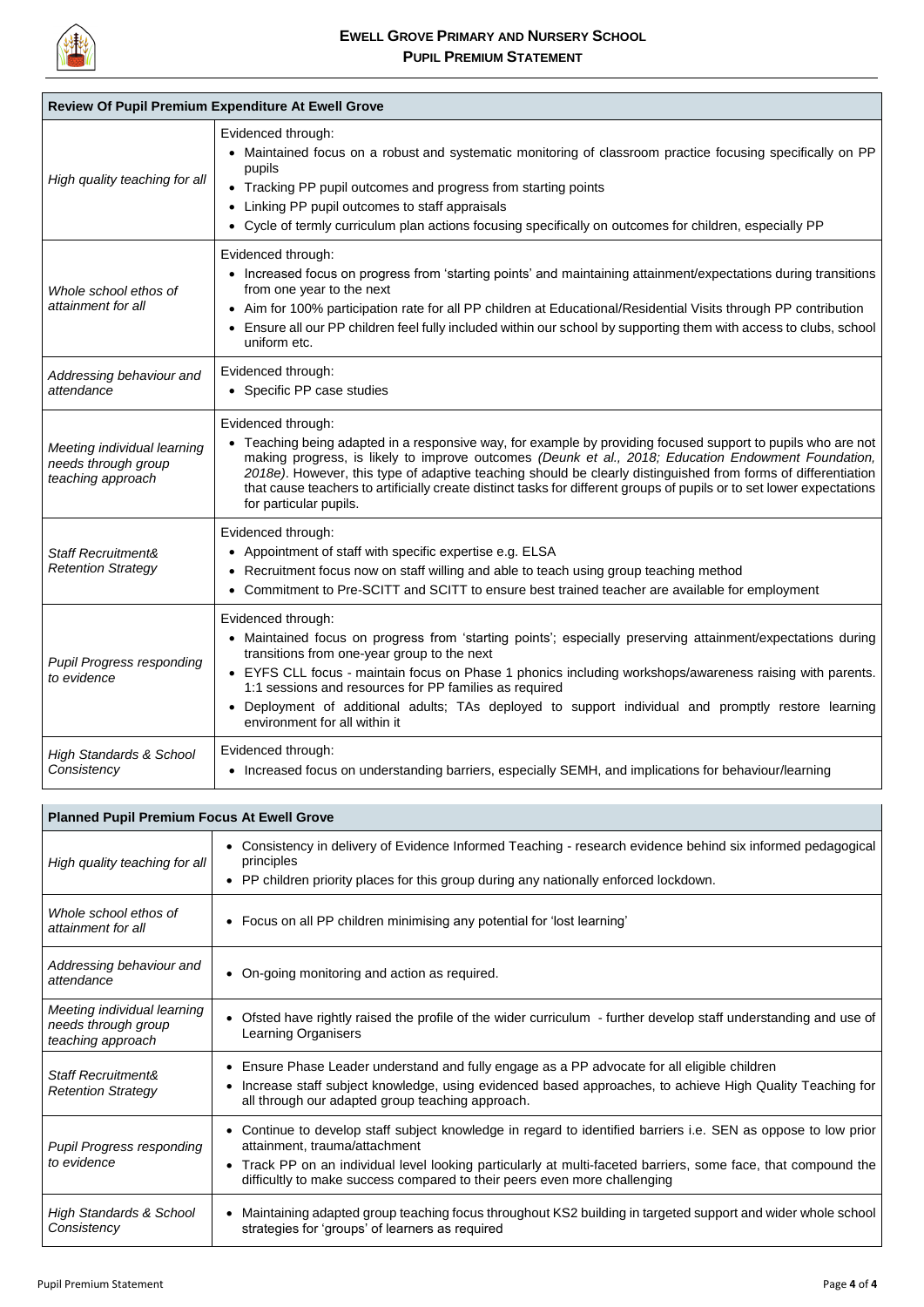| Review Of Pupil Premium Expenditure At Ewell Grove | |
|---|---|
| *High quality teaching for all* | Evidenced through:<br>• Maintained focus on a robust and systematic monitoring of classroom practice focusing specifically on PP pupils<br>• Tracking PP pupil outcomes and progress from starting points<br>• Linking PP pupil outcomes to staff appraisals<br>• Cycle of termly curriculum plan actions focusing specifically on outcomes for children, especially PP |
| *Whole school ethos of attainment for all* | Evidenced through:<br>• Increased focus on progress from 'starting points' and maintaining attainment/expectations during transitions from one year to the next<br>• Aim for 100% participation rate for all PP children at Educational/Residential Visits through PP contribution<br>• Ensure all our PP children feel fully included within our school by supporting them with access to clubs, school uniform etc. |
| *Addressing behaviour and attendance* | Evidenced through:<br>• Specific PP case studies |
| *Meeting individual learning needs through group teaching approach* | Evidenced through:<br>• Teaching being adapted in a responsive way, for example by providing focused support to pupils who are not making progress, is likely to improve outcomes *(Deunk et al., 2018; Education Endowment Foundation, 2018e)*. However, this type of adaptive teaching should be clearly distinguished from forms of differentiation that cause teachers to artificially create distinct tasks for different groups of pupils or to set lower expectations for particular pupils. |
| *Staff Recruitment& Retention Strategy* | Evidenced through:<br>• Appointment of staff with specific expertise e.g. ELSA<br>• Recruitment focus now on staff willing and able to teach using group teaching method<br>• Commitment to Pre-SCITT and SCITT to ensure best trained teacher are available for employment |
| *Pupil Progress responding to evidence* | Evidenced through:<br>• Maintained focus on progress from 'starting points'; especially preserving attainment/expectations during transitions from one-year group to the next<br>• EYFS CLL focus - maintain focus on Phase 1 phonics including workshops/awareness raising with parents. 1:1 sessions and resources for PP families as required<br>• Deployment of additional adults; TAs deployed to support individual and promptly restore learning environment for all within it |
| *High Standards & School Consistency* | Evidenced through:<br>• Increased focus on understanding barriers, especially SEMH, and implications for behaviour/learning |

| Planned Pupil Premium Focus At Ewell Grove | |
|---|---|
| *High quality teaching for all* | • Consistency in delivery of Evidence Informed Teaching - research evidence behind six informed pedagogical principles<br>• PP children priority places for this group during any nationally enforced lockdown. |
| *Whole school ethos of attainment for all* | • Focus on all PP children minimising any potential for 'lost learning' |
| *Addressing behaviour and attendance* | • On-going monitoring and action as required. |
| *Meeting individual learning needs through group teaching approach* | • Ofsted have rightly raised the profile of the wider curriculum - further develop staff understanding and use of Learning Organisers |
| *Staff Recruitment& Retention Strategy* | • Ensure Phase Leader understand and fully engage as a PP advocate for all eligible children<br>• Increase staff subject knowledge, using evidenced based approaches, to achieve High Quality Teaching for all through our adapted group teaching approach. |
| *Pupil Progress responding to evidence* | • Continue to develop staff subject knowledge in regard to identified barriers i.e. SEN as oppose to low prior attainment, trauma/attachment<br>• Track PP on an individual level looking particularly at multi-faceted barriers, some face, that compound the difficultly to make success compared to their peers even more challenging |
| *High Standards & School Consistency* | • Maintaining adapted group teaching focus throughout KS2 building in targeted support and wider whole school strategies for 'groups' of learners as required |